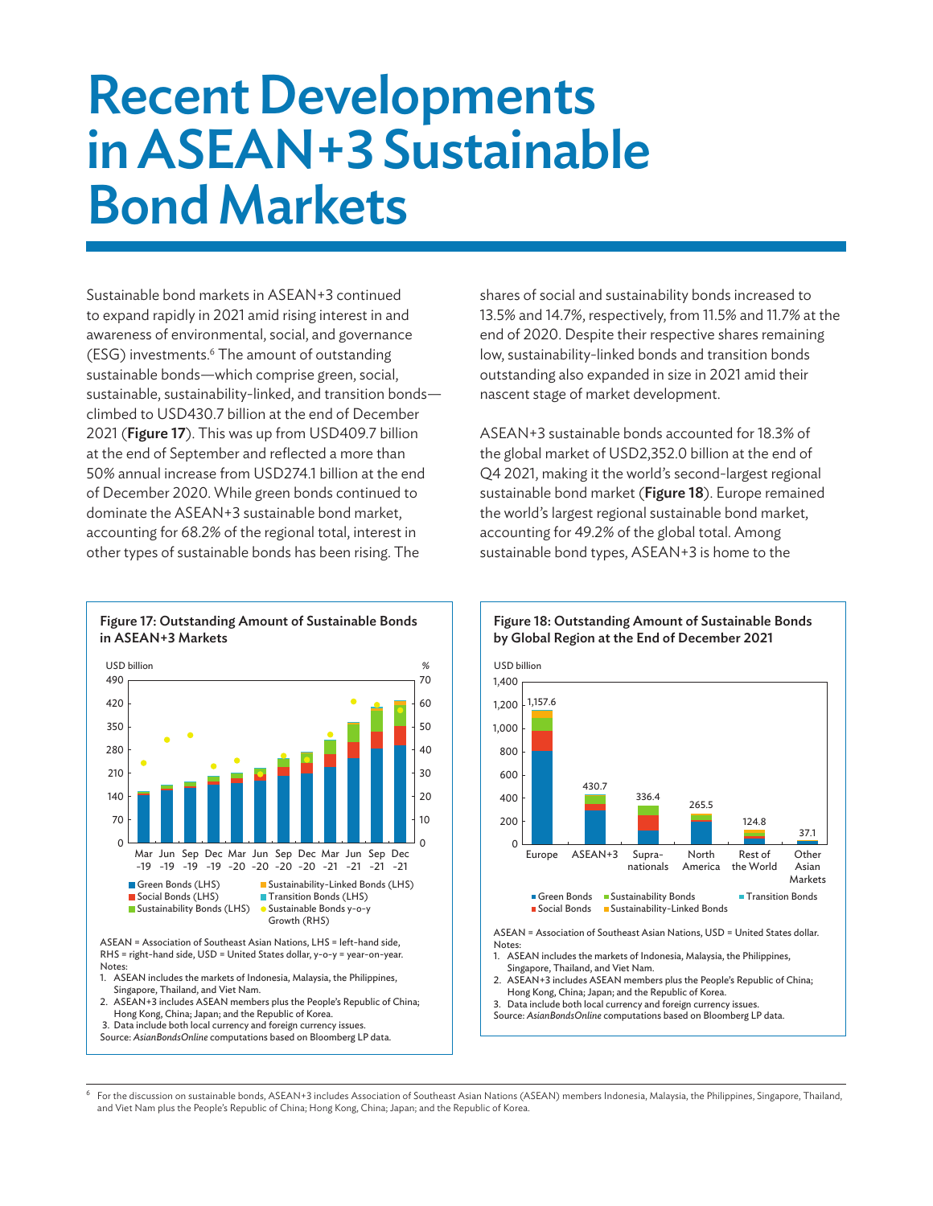# Recent Developments in ASEAN+3 Sustainable Bond Markets

Sustainable bond markets in ASEAN+3 continued to expand rapidly in 2021 amid rising interest in and awareness of environmental, social, and governance (ESG) investments.[6] The amount of outstanding sustainable bonds—which comprise green, social, sustainable, sustainability-linked, and transition bonds—climbed to USD430.7 billion at the end of December 2021 (**Figure 17**). This was up from USD409.7 billion at the end of September and reflected a more than 50% annual increase from USD274.1 billion at the end of December 2020. While green bonds continued to dominate the ASEAN+3 sustainable bond market, accounting for 68.2% of the regional total, interest in other types of sustainable bonds has been rising. The shares of social and sustainability bonds increased to 13.5% and 14.7%, respectively, from 11.5% and 11.7% at the end of 2020. Despite their respective shares remaining low, sustainability-linked bonds and transition bonds outstanding also expanded in size in 2021 amid their nascent stage of market development.

ASEAN+3 sustainable bonds accounted for 18.3% of the global market of USD2,352.0 billion at the end of Q4 2021, making it the world's second-largest regional sustainable bond market (**Figure 18**). Europe remained the world's largest regional sustainable bond market, accounting for 49.2% of the global total. Among sustainable bond types, ASEAN+3 is home to the

**Figure 17: Outstanding Amount of Sustainable Bonds in ASEAN+3 Markets**

ASEAN = Association of Southeast Asian Nations, LHS = left-hand side, RHS = right-hand side, USD = United States dollar, y-o-y = year-on-year.
Notes:
1. ASEAN includes the markets of Indonesia, Malaysia, the Philippines, Singapore, Thailand, and Viet Nam.
2. ASEAN+3 includes ASEAN members plus the People's Republic of China; Hong Kong, China; Japan; and the Republic of Korea.
3. Data include both local currency and foreign currency issues.

Source: *AsianBondsOnline* computations based on Bloomberg LP data.

**Figure 18: Outstanding Amount of Sustainable Bonds by Global Region at the End of December 2021**

ASEAN = Association of Southeast Asian Nations, USD = United States dollar.
Notes:
1. ASEAN includes the markets of Indonesia, Malaysia, the Philippines, Singapore, Thailand, and Viet Nam.
2. ASEAN+3 includes ASEAN members plus the People's Republic of China; Hong Kong, China; Japan; and the Republic of Korea.
3. Data include both local currency and foreign currency issues.

Source: *AsianBondsOnline* computations based on Bloomberg LP data.

[6] For the discussion on sustainable bonds, ASEAN+3 includes Association of Southeast Asian Nations (ASEAN) members Indonesia, Malaysia, the Philippines, Singapore, Thailand, and Viet Nam plus the People's Republic of China; Hong Kong, China; Japan; and the Republic of Korea.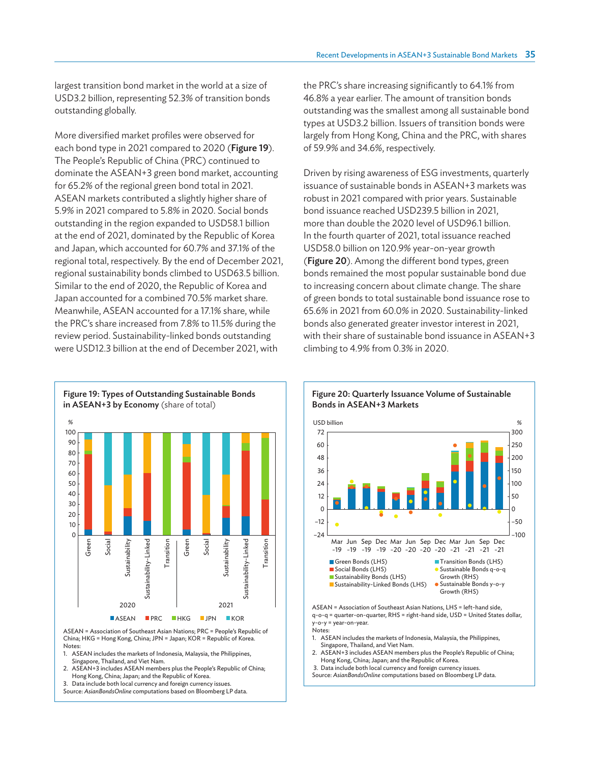largest transition bond market in the world at a size of USD3.2 billion, representing 52.3% of transition bonds outstanding globally.

More diversified market profiles were observed for each bond type in 2021 compared to 2020 (**Figure 19**). The People's Republic of China (PRC) continued to dominate the ASEAN+3 green bond market, accounting for 65.2% of the regional green bond total in 2021. ASEAN markets contributed a slightly higher share of 5.9% in 2021 compared to 5.8% in 2020. Social bonds outstanding in the region expanded to USD58.1 billion at the end of 2021, dominated by the Republic of Korea and Japan, which accounted for 60.7% and 37.1% of the regional total, respectively. By the end of December 2021, regional sustainability bonds climbed to USD63.5 billion. Similar to the end of 2020, the Republic of Korea and Japan accounted for a combined 70.5% market share. Meanwhile, ASEAN accounted for a 17.1% share, while the PRC's share increased from 7.8% to 11.5% during the review period. Sustainability-linked bonds outstanding were USD12.3 billion at the end of December 2021, with the PRC's share increasing significantly to 64.1% from 46.8% a year earlier. The amount of transition bonds outstanding was the smallest among all sustainable bond types at USD3.2 billion. Issuers of transition bonds were largely from Hong Kong, China and the PRC, with shares of 59.9% and 34.6%, respectively.

Driven by rising awareness of ESG investments, quarterly issuance of sustainable bonds in ASEAN+3 markets was robust in 2021 compared with prior years. Sustainable bond issuance reached USD239.5 billion in 2021, more than double the 2020 level of USD96.1 billion. In the fourth quarter of 2021, total issuance reached USD58.0 billion on 120.9% year-on-year growth (**Figure 20**). Among the different bond types, green bonds remained the most popular sustainable bond due to increasing concern about climate change. The share of green bonds to total sustainable bond issuance rose to 65.6% in 2021 from 60.0% in 2020. Sustainability-linked bonds also generated greater investor interest in 2021, with their share of sustainable bond issuance in ASEAN+3 climbing to 4.9% from 0.3% in 2020.

**Figure 19: Types of Outstanding Sustainable Bonds in ASEAN+3 by Economy** (share of total)

ASEAN = Association of Southeast Asian Nations; PRC = People's Republic of China; HKG = Hong Kong, China; JPN = Japan; KOR = Republic of Korea.

Notes:
1. ASEAN includes the markets of Indonesia, Malaysia, the Philippines, Singapore, Thailand, and Viet Nam.
2. ASEAN+3 includes ASEAN members plus the People's Republic of China; Hong Kong, China; Japan; and the Republic of Korea.
3. Data include both local currency and foreign currency issues.

Source: *AsianBondsOnline* computations based on Bloomberg LP data.

**Figure 20: Quarterly Issuance Volume of Sustainable Bonds in ASEAN+3 Markets**

ASEAN = Association of Southeast Asian Nations, LHS = left-hand side, q-o-q = quarter-on-quarter, RHS = right-hand side, USD = United States dollar, y-o-y = year-on-year.

Notes:
1. ASEAN includes the markets of Indonesia, Malaysia, the Philippines, Singapore, Thailand, and Viet Nam.
2. ASEAN+3 includes ASEAN members plus the People's Republic of China; Hong Kong, China; Japan; and the Republic of Korea.
3. Data include both local currency and foreign currency issues.

Source: *AsianBondsOnline* computations based on Bloomberg LP data.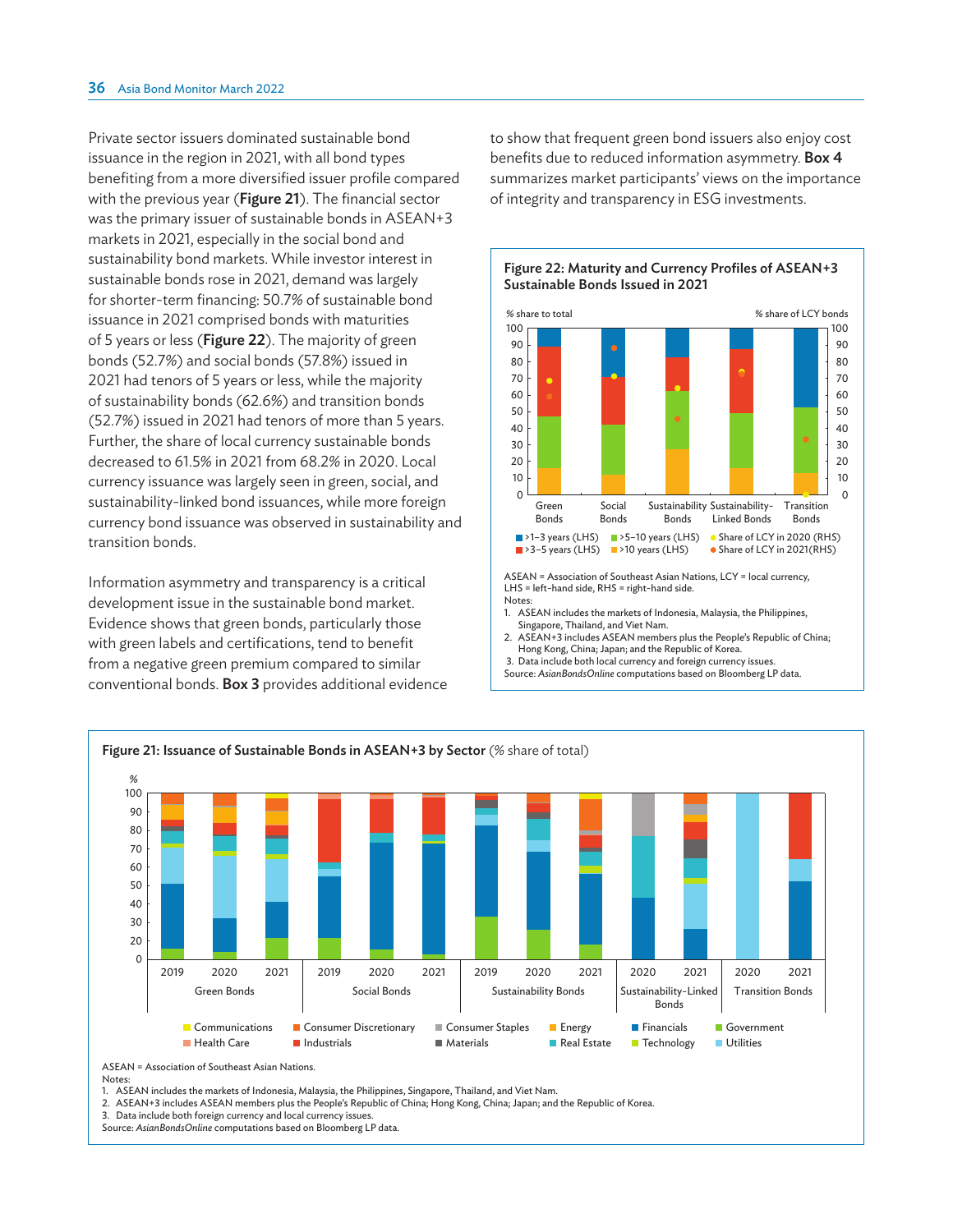Private sector issuers dominated sustainable bond issuance in the region in 2021, with all bond types benefiting from a more diversified issuer profile compared with the previous year (**Figure 21**). The financial sector was the primary issuer of sustainable bonds in ASEAN+3 markets in 2021, especially in the social bond and sustainability bond markets. While investor interest in sustainable bonds rose in 2021, demand was largely for shorter-term financing: 50.7% of sustainable bond issuance in 2021 comprised bonds with maturities of 5 years or less (**Figure 22**). The majority of green bonds (52.7%) and social bonds (57.8%) issued in 2021 had tenors of 5 years or less, while the majority of sustainability bonds (62.6%) and transition bonds (52.7%) issued in 2021 had tenors of more than 5 years. Further, the share of local currency sustainable bonds decreased to 61.5% in 2021 from 68.2% in 2020. Local currency issuance was largely seen in green, social, and sustainability-linked bond issuances, while more foreign currency bond issuance was observed in sustainability and transition bonds.

Information asymmetry and transparency is a critical development issue in the sustainable bond market. Evidence shows that green bonds, particularly those with green labels and certifications, tend to benefit from a negative green premium compared to similar conventional bonds. **Box 3** provides additional evidence to show that frequent green bond issuers also enjoy cost benefits due to reduced information asymmetry. **Box 4** summarizes market participants' views on the importance of integrity and transparency in ESG investments.

**Figure 22: Maturity and Currency Profiles of ASEAN+3 Sustainable Bonds Issued in 2021**

ASEAN = Association of Southeast Asian Nations, LCY = local currency, LHS = left-hand side, RHS = right-hand side.

Notes:
1. ASEAN includes the markets of Indonesia, Malaysia, the Philippines, Singapore, Thailand, and Viet Nam.
2. ASEAN+3 includes ASEAN members plus the People's Republic of China; Hong Kong, China; Japan; and the Republic of Korea.
3. Data include both local currency and foreign currency issues.

Source: *AsianBondsOnline* computations based on Bloomberg LP data.

**Figure 21: Issuance of Sustainable Bonds in ASEAN+3 by Sector** (% share of total)

ASEAN = Association of Southeast Asian Nations.

Notes:
1. ASEAN includes the markets of Indonesia, Malaysia, the Philippines, Singapore, Thailand, and Viet Nam.
2. ASEAN+3 includes ASEAN members plus the People's Republic of China; Hong Kong, China; Japan; and the Republic of Korea.
3. Data include both foreign currency and local currency issues.

Source: *AsianBondsOnline* computations based on Bloomberg LP data.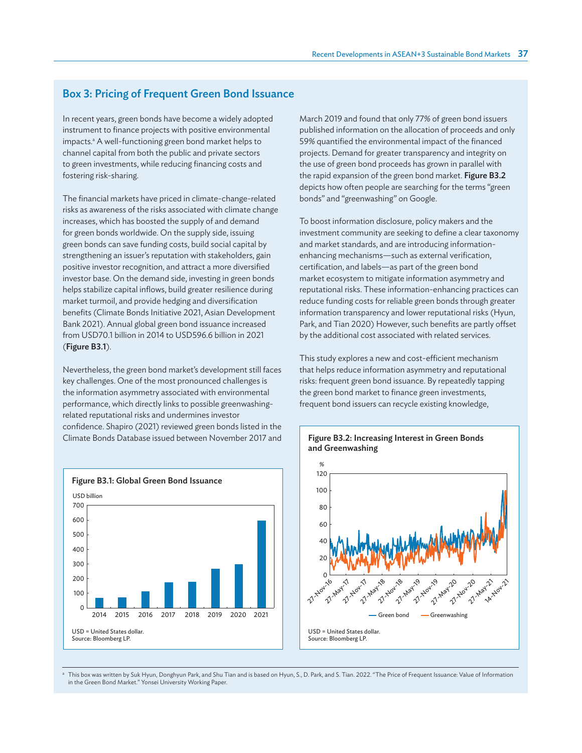## Box 3: Pricing of Frequent Green Bond Issuance

In recent years, green bonds have become a widely adopted instrument to finance projects with positive environmental impacts.[a] A well-functioning green bond market helps to channel capital from both the public and private sectors to green investments, while reducing financing costs and fostering risk-sharing.

The financial markets have priced in climate-change-related risks as awareness of the risks associated with climate change increases, which has boosted the supply of and demand for green bonds worldwide. On the supply side, issuing green bonds can save funding costs, build social capital by strengthening an issuer's reputation with stakeholders, gain positive investor recognition, and attract a more diversified investor base. On the demand side, investing in green bonds helps stabilize capital inflows, build greater resilience during market turmoil, and provide hedging and diversification benefits (Climate Bonds Initiative 2021, Asian Development Bank 2021). Annual global green bond issuance increased from USD70.1 billion in 2014 to USD596.6 billion in 2021 (**Figure B3.1**).

Nevertheless, the green bond market's development still faces key challenges. One of the most pronounced challenges is the information asymmetry associated with environmental performance, which directly links to possible greenwashing-related reputational risks and undermines investor confidence. Shapiro (2021) reviewed green bonds listed in the Climate Bonds Database issued between November 2017 and March 2019 and found that only 77% of green bond issuers published information on the allocation of proceeds and only 59% quantified the environmental impact of the financed projects. Demand for greater transparency and integrity on the use of green bond proceeds has grown in parallel with the rapid expansion of the green bond market. **Figure B3.2** depicts how often people are searching for the terms "green bonds" and "greenwashing" on Google.

To boost information disclosure, policy makers and the investment community are seeking to define a clear taxonomy and market standards, and are introducing information-enhancing mechanisms—such as external verification, certification, and labels—as part of the green bond market ecosystem to mitigate information asymmetry and reputational risks. These information-enhancing practices can reduce funding costs for reliable green bonds through greater information transparency and lower reputational risks (Hyun, Park, and Tian 2020) However, such benefits are partly offset by the additional cost associated with related services.

This study explores a new and cost-efficient mechanism that helps reduce information asymmetry and reputational risks: frequent green bond issuance. By repeatedly tapping the green bond market to finance green investments, frequent bond issuers can recycle existing knowledge,

**Figure B3.1: Global Green Bond Issuance**

USD = United States dollar.
Source: Bloomberg LP.

**Figure B3.2: Increasing Interest in Green Bonds and Greenwashing**

USD = United States dollar.
Source: Bloomberg LP.

[a] This box was written by Suk Hyun, Donghyun Park, and Shu Tian and is based on Hyun, S., D. Park, and S. Tian. 2022. "The Price of Frequent Issuance: Value of Information in the Green Bond Market." Yonsei University Working Paper.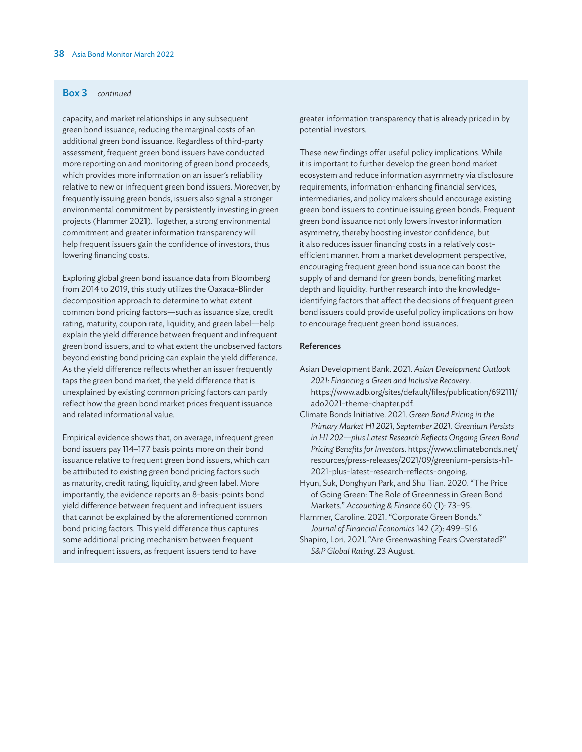**Box 3** *continued*

capacity, and market relationships in any subsequent green bond issuance, reducing the marginal costs of an additional green bond issuance. Regardless of third-party assessment, frequent green bond issuers have conducted more reporting on and monitoring of green bond proceeds, which provides more information on an issuer's reliability relative to new or infrequent green bond issuers. Moreover, by frequently issuing green bonds, issuers also signal a stronger environmental commitment by persistently investing in green projects (Flammer 2021). Together, a strong environmental commitment and greater information transparency will help frequent issuers gain the confidence of investors, thus lowering financing costs.

Exploring global green bond issuance data from Bloomberg from 2014 to 2019, this study utilizes the Oaxaca-Blinder decomposition approach to determine to what extent common bond pricing factors—such as issuance size, credit rating, maturity, coupon rate, liquidity, and green label—help explain the yield difference between frequent and infrequent green bond issuers, and to what extent the unobserved factors beyond existing bond pricing can explain the yield difference. As the yield difference reflects whether an issuer frequently taps the green bond market, the yield difference that is unexplained by existing common pricing factors can partly reflect how the green bond market prices frequent issuance and related informational value.

Empirical evidence shows that, on average, infrequent green bond issuers pay 114–177 basis points more on their bond issuance relative to frequent green bond issuers, which can be attributed to existing green bond pricing factors such as maturity, credit rating, liquidity, and green label. More importantly, the evidence reports an 8-basis-points bond yield difference between frequent and infrequent issuers that cannot be explained by the aforementioned common bond pricing factors. This yield difference thus captures some additional pricing mechanism between frequent and infrequent issuers, as frequent issuers tend to have greater information transparency that is already priced in by potential investors.

These new findings offer useful policy implications. While it is important to further develop the green bond market ecosystem and reduce information asymmetry via disclosure requirements, information-enhancing financial services, intermediaries, and policy makers should encourage existing green bond issuers to continue issuing green bonds. Frequent green bond issuance not only lowers investor information asymmetry, thereby boosting investor confidence, but it also reduces issuer financing costs in a relatively cost-efficient manner. From a market development perspective, encouraging frequent green bond issuance can boost the supply of and demand for green bonds, benefiting market depth and liquidity. Further research into the knowledge-identifying factors that affect the decisions of frequent green bond issuers could provide useful policy implications on how to encourage frequent green bond issuances.

**References**

Asian Development Bank. 2021. *Asian Development Outlook 2021: Financing a Green and Inclusive Recovery*. https://www.adb.org/sites/default/files/publication/692111/ado2021-theme-chapter.pdf.

Climate Bonds Initiative. 2021. *Green Bond Pricing in the Primary Market H1 2021, September 2021. Greenium Persists in H1 202—plus Latest Research Reflects Ongoing Green Bond Pricing Benefits for Investors*. https://www.climatebonds.net/resources/press-releases/2021/09/greenium-persists-h1-2021-plus-latest-research-reflects-ongoing.

Hyun, Suk, Donghyun Park, and Shu Tian. 2020. "The Price of Going Green: The Role of Greenness in Green Bond Markets." *Accounting & Finance* 60 (1): 73–95.

Flammer, Caroline. 2021. "Corporate Green Bonds." *Journal of Financial Economics* 142 (2): 499–516.

Shapiro, Lori. 2021. "Are Greenwashing Fears Overstated?" *S&P Global Rating*. 23 August.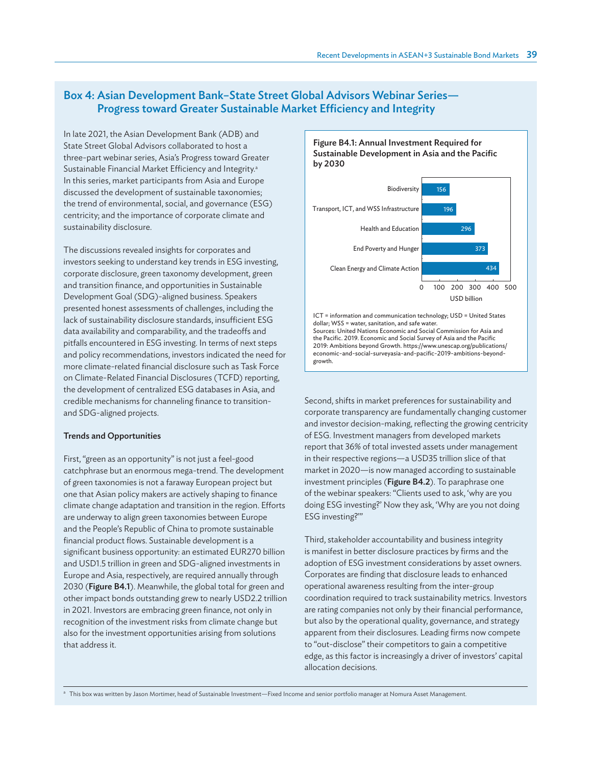## Box 4: Asian Development Bank–State Street Global Advisors Webinar Series—Progress toward Greater Sustainable Market Efficiency and Integrity

In late 2021, the Asian Development Bank (ADB) and State Street Global Advisors collaborated to host a three-part webinar series, Asia's Progress toward Greater Sustainable Financial Market Efficiency and Integrity.[a] In this series, market participants from Asia and Europe discussed the development of sustainable taxonomies; the trend of environmental, social, and governance (ESG) centricity; and the importance of corporate climate and sustainability disclosure.

The discussions revealed insights for corporates and investors seeking to understand key trends in ESG investing, corporate disclosure, green taxonomy development, green and transition finance, and opportunities in Sustainable Development Goal (SDG)-aligned business. Speakers presented honest assessments of challenges, including the lack of sustainability disclosure standards, insufficient ESG data availability and comparability, and the tradeoffs and pitfalls encountered in ESG investing. In terms of next steps and policy recommendations, investors indicated the need for more climate-related financial disclosure such as Task Force on Climate-Related Financial Disclosures (TCFD) reporting, the development of centralized ESG databases in Asia, and credible mechanisms for channeling finance to transition- and SDG-aligned projects.

**Trends and Opportunities**

First, "green as an opportunity" is not just a feel-good catchphrase but an enormous mega-trend. The development of green taxonomies is not a faraway European project but one that Asian policy makers are actively shaping to finance climate change adaptation and transition in the region. Efforts are underway to align green taxonomies between Europe and the People's Republic of China to promote sustainable financial product flows. Sustainable development is a significant business opportunity: an estimated EUR270 billion and USD1.5 trillion in green and SDG-aligned investments in Europe and Asia, respectively, are required annually through 2030 (**Figure B4.1**). Meanwhile, the global total for green and other impact bonds outstanding grew to nearly USD2.2 trillion in 2021. Investors are embracing green finance, not only in recognition of the investment risks from climate change but also for the investment opportunities arising from solutions that address it.

**Figure B4.1: Annual Investment Required for Sustainable Development in Asia and the Pacific by 2030**

| Category | USD billion |
|---|---|
| Biodiversity | 156 |
| Transport, ICT, and WSS Infrastructure | 196 |
| Health and Education | 296 |
| End Poverty and Hunger | 373 |
| Clean Energy and Climate Action | 434 |

ICT = information and communication technology; USD = United States dollar; WSS = water, sanitation, and safe water.
Sources: United Nations Economic and Social Commission for Asia and the Pacific. 2019. Economic and Social Survey of Asia and the Pacific 2019: Ambitions beyond Growth. https://www.unescap.org/publications/economic-and-social-surveyasia-and-pacific-2019-ambitions-beyond-growth.

Second, shifts in market preferences for sustainability and corporate transparency are fundamentally changing customer and investor decision-making, reflecting the growing centricity of ESG. Investment managers from developed markets report that 36% of total invested assets under management in their respective regions—a USD35 trillion slice of that market in 2020—is now managed according to sustainable investment principles (**Figure B4.2**). To paraphrase one of the webinar speakers: "Clients used to ask, 'why are you doing ESG investing?' Now they ask, 'Why are you not doing ESG investing?'"

Third, stakeholder accountability and business integrity is manifest in better disclosure practices by firms and the adoption of ESG investment considerations by asset owners. Corporates are finding that disclosure leads to enhanced operational awareness resulting from the inter-group coordination required to track sustainability metrics. Investors are rating companies not only by their financial performance, but also by the operational quality, governance, and strategy apparent from their disclosures. Leading firms now compete to "out-disclose" their competitors to gain a competitive edge, as this factor is increasingly a driver of investors' capital allocation decisions.

[a] This box was written by Jason Mortimer, head of Sustainable Investment—Fixed Income and senior portfolio manager at Nomura Asset Management.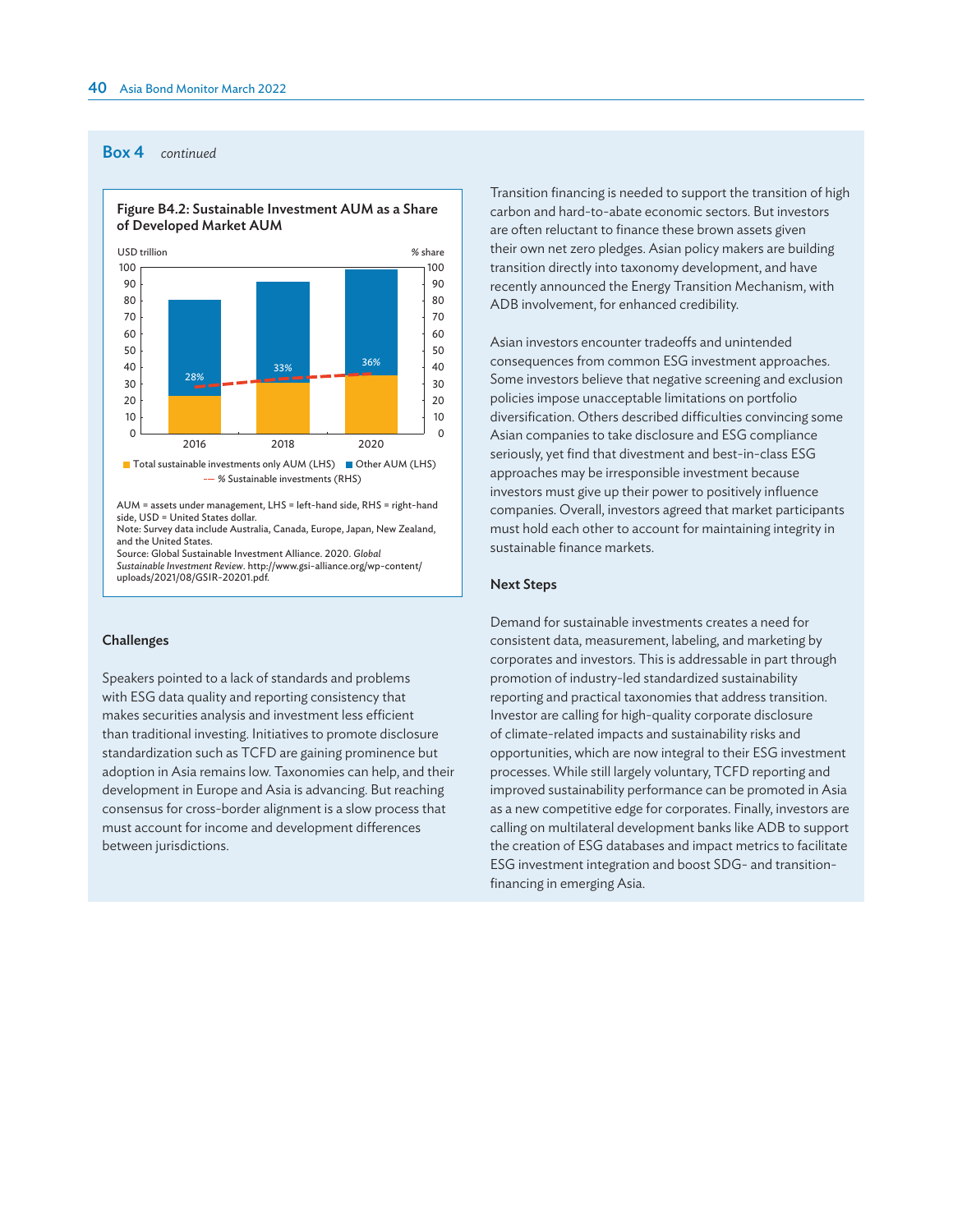**Box 4** *continued*

**Figure B4.2: Sustainable Investment AUM as a Share of Developed Market AUM**

USD trillion

% share

100
90
80
70
60
50
40
30
20
10
0

28%
33%
36%

2016
2018
2020

Total sustainable investments only AUM (LHS)
Other AUM (LHS)
% Sustainable investments (RHS)

AUM = assets under management, LHS = left-hand side, RHS = right-hand side, USD = United States dollar.
Note: Survey data include Australia, Canada, Europe, Japan, New Zealand, and the United States.
Source: Global Sustainable Investment Alliance. 2020. *Global Sustainable Investment Review*. http://www.gsi-alliance.org/wp-content/uploads/2021/08/GSIR-20201.pdf.

### Challenges

Speakers pointed to a lack of standards and problems with ESG data quality and reporting consistency that makes securities analysis and investment less efficient than traditional investing. Initiatives to promote disclosure standardization such as TCFD are gaining prominence but adoption in Asia remains low. Taxonomies can help, and their development in Europe and Asia is advancing. But reaching consensus for cross-border alignment is a slow process that must account for income and development differences between jurisdictions.

Transition financing is needed to support the transition of high carbon and hard-to-abate economic sectors. But investors are often reluctant to finance these brown assets given their own net zero pledges. Asian policy makers are building transition directly into taxonomy development, and have recently announced the Energy Transition Mechanism, with ADB involvement, for enhanced credibility.

Asian investors encounter tradeoffs and unintended consequences from common ESG investment approaches. Some investors believe that negative screening and exclusion policies impose unacceptable limitations on portfolio diversification. Others described difficulties convincing some Asian companies to take disclosure and ESG compliance seriously, yet find that divestment and best-in-class ESG approaches may be irresponsible investment because investors must give up their power to positively influence companies. Overall, investors agreed that market participants must hold each other to account for maintaining integrity in sustainable finance markets.

### Next Steps

Demand for sustainable investments creates a need for consistent data, measurement, labeling, and marketing by corporates and investors. This is addressable in part through promotion of industry-led standardized sustainability reporting and practical taxonomies that address transition. Investor are calling for high-quality corporate disclosure of climate-related impacts and sustainability risks and opportunities, which are now integral to their ESG investment processes. While still largely voluntary, TCFD reporting and improved sustainability performance can be promoted in Asia as a new competitive edge for corporates. Finally, investors are calling on multilateral development banks like ADB to support the creation of ESG databases and impact metrics to facilitate ESG investment integration and boost SDG- and transition-financing in emerging Asia.